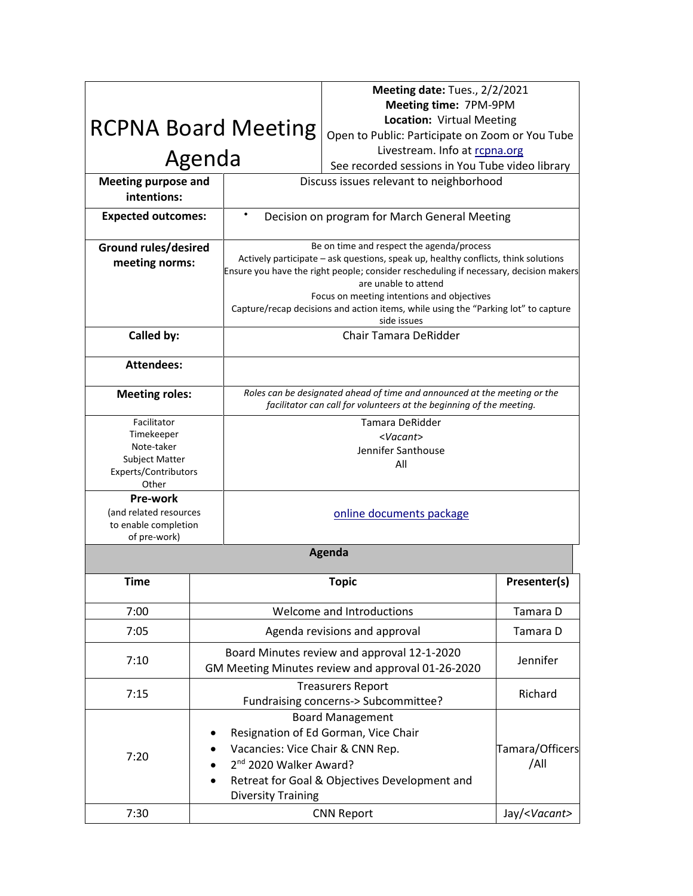# RCPNA Board Meeting Agenda

**Meeting date:** Tues., 2/2/2021
**Meeting time:** 7PM-9PM
**Location:** Virtual Meeting
Open to Public: Participate on Zoom or You Tube Livestream. Info at [rcpna.org](rcpna.org)
See recorded sessions in You Tube video library

| | |
|---|---|
| **Meeting purpose and intentions:** | Discuss issues relevant to neighborhood |
| **Expected outcomes:** | • Decision on program for March General Meeting |
| **Ground rules/desired meeting norms:** | Be on time and respect the agenda/process<br>Actively participate – ask questions, speak up, healthy conflicts, think solutions<br>Ensure you have the right people; consider rescheduling if necessary, decision makers are unable to attend<br>Focus on meeting intentions and objectives<br>Capture/recap decisions and action items, while using the "Parking lot" to capture side issues |
| **Called by:** | Chair Tamara DeRidder |
| **Attendees:** | |
| **Meeting roles:** | *Roles can be designated ahead of time and announced at the meeting or the facilitator can call for volunteers at the beginning of the meeting.* |
| Facilitator<br>Timekeeper<br>Note-taker<br>Subject Matter Experts/Contributors<br>Other | Tamara DeRidder<br>*<Vacant>*<br>Jennifer Santhouse<br>All |
| **Pre-work**<br>(and related resources to enable completion of pre-work) | [online documents package]() |

## Agenda

| Time | Topic | Presenter(s) |
|---|---|---|
| 7:00 | Welcome and Introductions | Tamara D |
| 7:05 | Agenda revisions and approval | Tamara D |
| 7:10 | Board Minutes review and approval 12-1-2020<br>GM Meeting Minutes review and approval 01-26-2020 | Jennifer |
| 7:15 | Treasurers Report<br>Fundraising concerns-> Subcommittee? | Richard |
| 7:20 | Board Management<br>• Resignation of Ed Gorman, Vice Chair<br>• Vacancies: Vice Chair & CNN Rep.<br>• 2nd 2020 Walker Award?<br>• Retreat for Goal & Objectives Development and Diversity Training | Tamara/Officers/All |
| 7:30 | CNN Report | Jay/*<Vacant>* |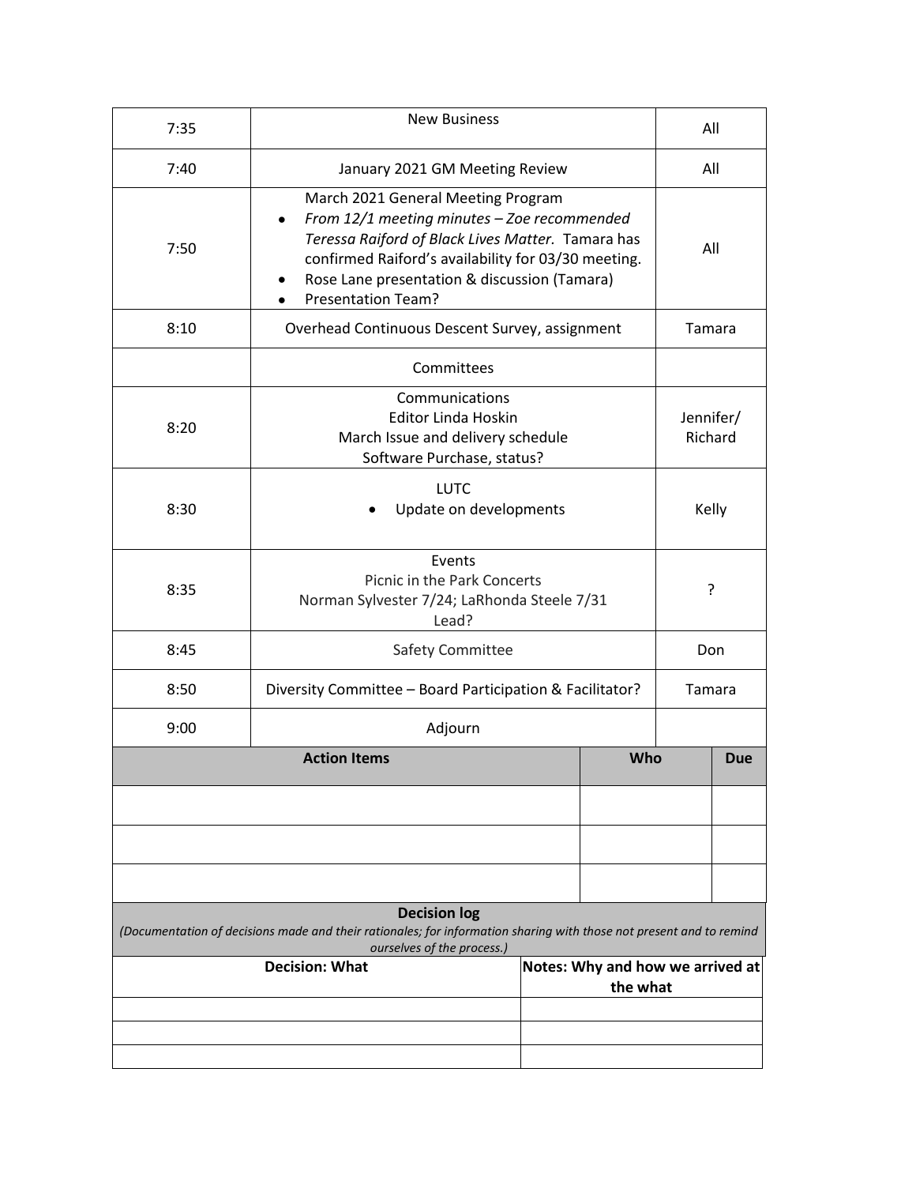| | | |
|---|---|---|
| 7:35 | New Business | All |
| 7:40 | January 2021 GM Meeting Review | All |
| 7:50 | March 2021 General Meeting Program<br>• *From 12/1 meeting minutes – Zoe recommended Teressa Raiford of Black Lives Matter.* Tamara has confirmed Raiford's availability for 03/30 meeting.<br>• Rose Lane presentation & discussion (Tamara)<br>• Presentation Team? | All |
| 8:10 | Overhead Continuous Descent Survey, assignment | Tamara |
| | Committees | |
| 8:20 | Communications<br>Editor Linda Hoskin<br>March Issue and delivery schedule<br>Software Purchase, status? | Jennifer/ Richard |
| 8:30 | LUTC<br>• Update on developments | Kelly |
| 8:35 | Events<br>Picnic in the Park Concerts<br>Norman Sylvester 7/24; LaRhonda Steele 7/31<br>Lead? | ? |
| 8:45 | Safety Committee | Don |
| 8:50 | Diversity Committee – Board Participation & Facilitator? | Tamara |
| 9:00 | Adjourn | |

| Action Items | Who | Due |
|---|---|---|
| | | |
| | | |
| | | |

**Decision log**

*(Documentation of decisions made and their rationales; for information sharing with those not present and to remind ourselves of the process.)*

| Decision: What | Notes: Why and how we arrived at the what |
|---|---|
| | |
| | |
| | |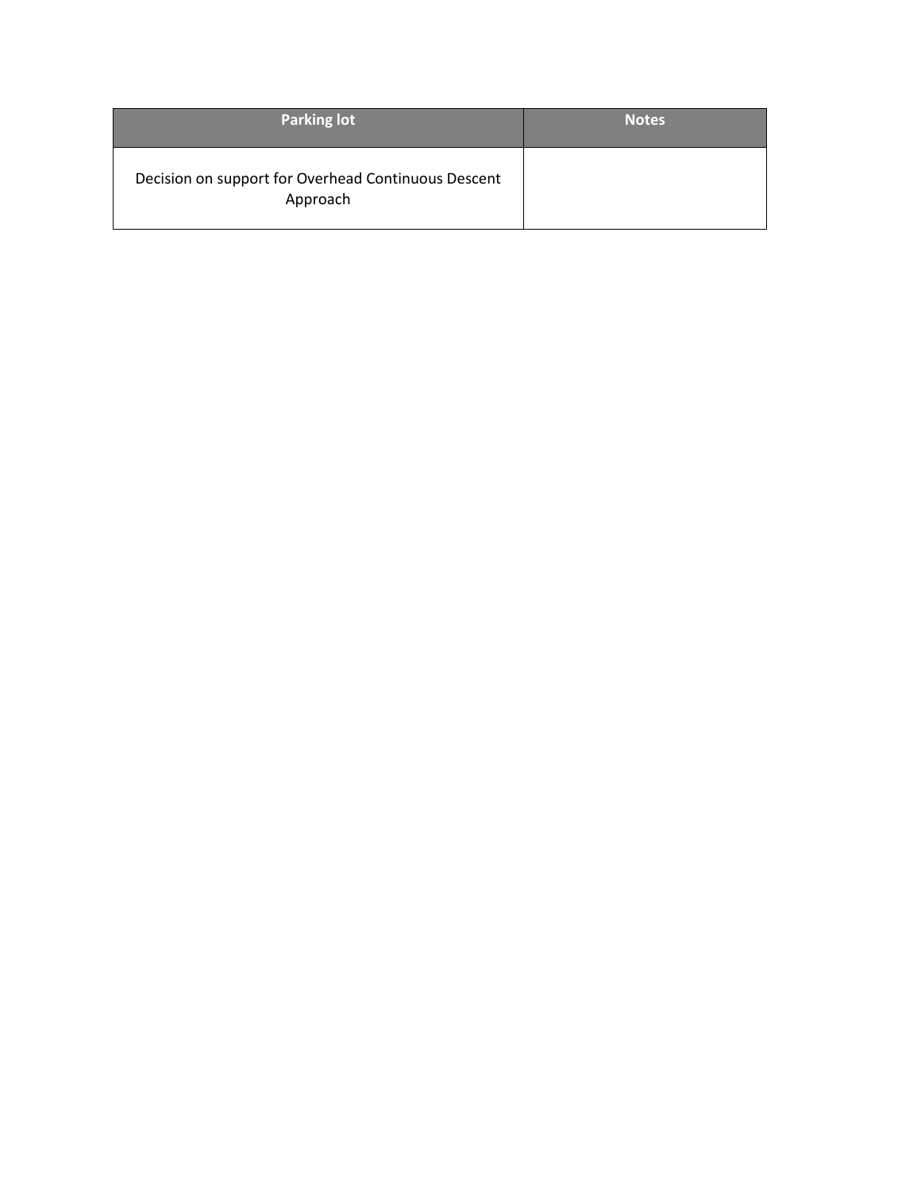| Parking lot | Notes |
| --- | --- |
| Decision on support for Overhead Continuous Descent Approach | |